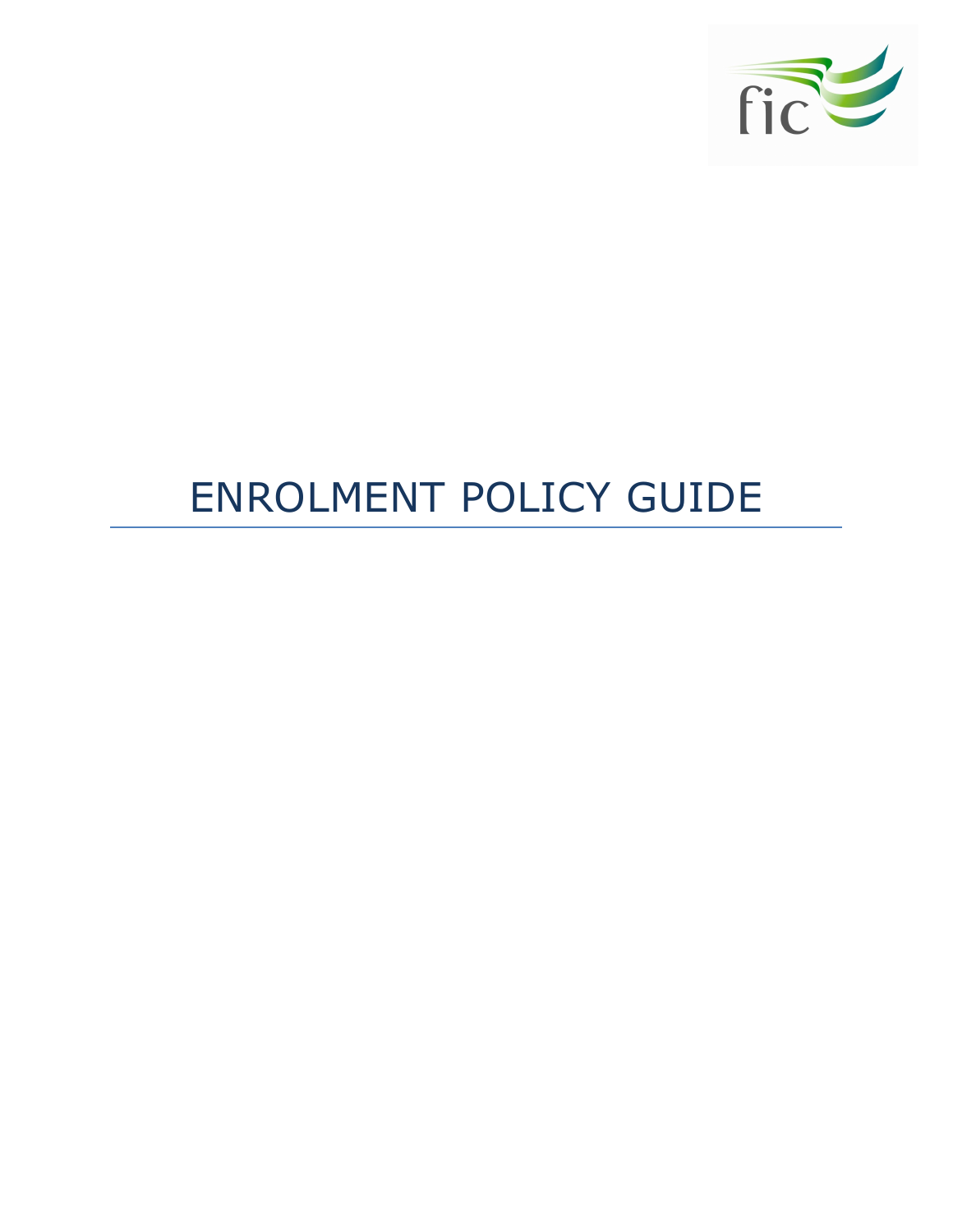# ENROLMENT POLICY GUIDE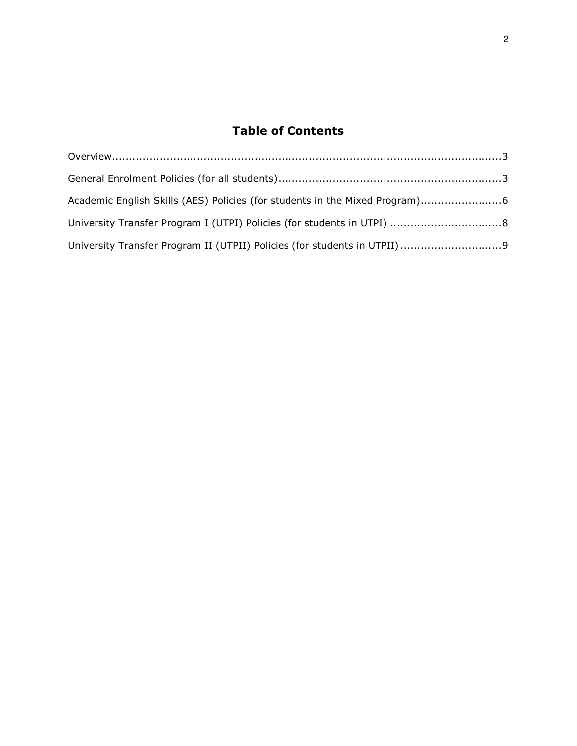# Table of Contents

Overview....................................................................................................................3

General Enrolment Policies (for all students)..................................................................3

Academic English Skills (AES) Policies (for students in the Mixed Program)........................6

University Transfer Program I (UTPI) Policies (for students in UTPI) ................................8

University Transfer Program II (UTPII) Policies (for students in UTPII).............................9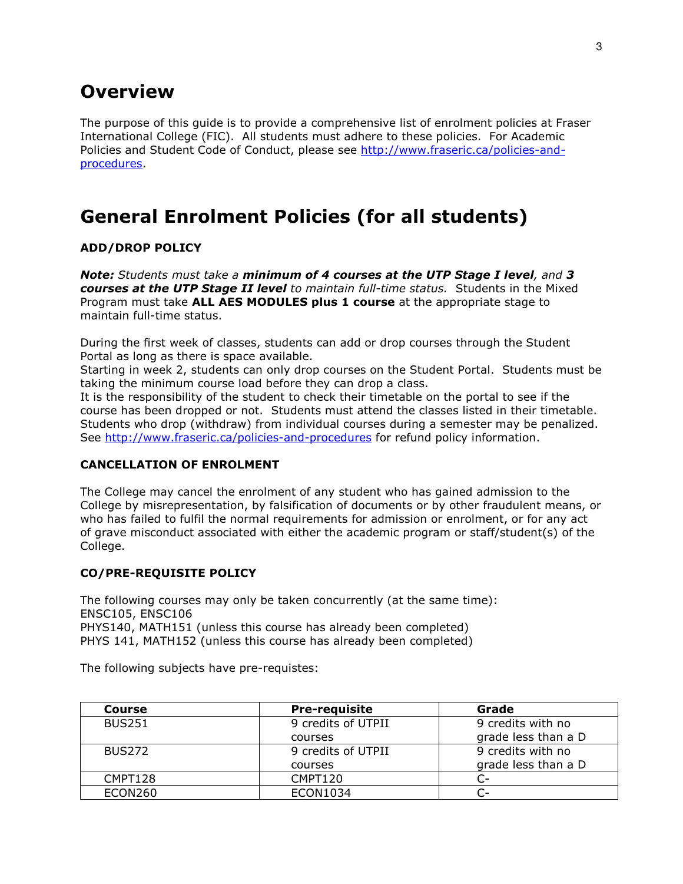# Overview

The purpose of this guide is to provide a comprehensive list of enrolment policies at Fraser International College (FIC). All students must adhere to these policies. For Academic Policies and Student Code of Conduct, please see [http://www.fraseric.ca/policies-and-procedures](http://www.fraseric.ca/policies-and-procedures).

# General Enrolment Policies (for all students)

### ADD/DROP POLICY

***Note:*** *Students must take a* ***minimum of 4 courses at the UTP Stage I level****, and* ***3 courses at the UTP Stage II level*** *to maintain full-time status.* Students in the Mixed Program must take **ALL AES MODULES plus 1 course** at the appropriate stage to maintain full-time status.

During the first week of classes, students can add or drop courses through the Student Portal as long as there is space available.
Starting in week 2, students can only drop courses on the Student Portal. Students must be taking the minimum course load before they can drop a class.
It is the responsibility of the student to check their timetable on the portal to see if the course has been dropped or not. Students must attend the classes listed in their timetable. Students who drop (withdraw) from individual courses during a semester may be penalized. See [http://www.fraseric.ca/policies-and-procedures](http://www.fraseric.ca/policies-and-procedures) for refund policy information.

### CANCELLATION OF ENROLMENT

The College may cancel the enrolment of any student who has gained admission to the College by misrepresentation, by falsification of documents or by other fraudulent means, or who has failed to fulfil the normal requirements for admission or enrolment, or for any act of grave misconduct associated with either the academic program or staff/student(s) of the College.

### CO/PRE-REQUISITE POLICY

The following courses may only be taken concurrently (at the same time):
ENSC105, ENSC106
PHYS140, MATH151 (unless this course has already been completed)
PHYS 141, MATH152 (unless this course has already been completed)

The following subjects have pre-requistes:

| Course | Pre-requisite | Grade |
|---|---|---|
| BUS251 | 9 credits of UTPII courses | 9 credits with no grade less than a D |
| BUS272 | 9 credits of UTPII courses | 9 credits with no grade less than a D |
| CMPT128 | CMPT120 | C- |
| ECON260 | ECON1034 | C- |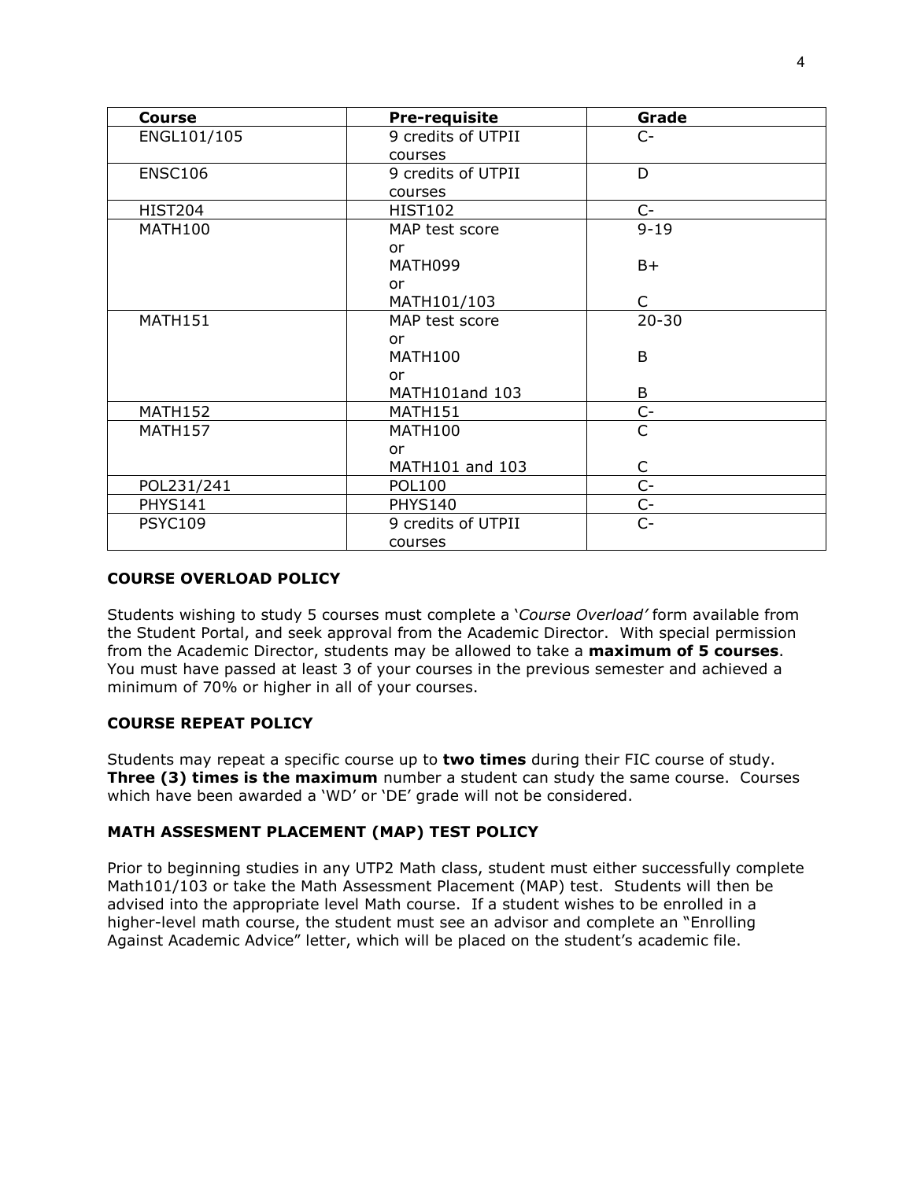| Course | Pre-requisite | Grade |
|---|---|---|
| ENGL101/105 | 9 credits of UTPII courses | C- |
| ENSC106 | 9 credits of UTPII courses | D |
| HIST204 | HIST102 | C- |
| MATH100 | MAP test score<br>or<br>MATH099<br>or<br>MATH101/103 | 9-19<br><br>B+<br><br>C |
| MATH151 | MAP test score<br>or<br>MATH100<br>or<br>MATH101and 103 | 20-30<br><br>B<br><br>B |
| MATH152 | MATH151 | C- |
| MATH157 | MATH100<br>or<br>MATH101 and 103 | C<br><br>C |
| POL231/241 | POL100 | C- |
| PHYS141 | PHYS140 | C- |
| PSYC109 | 9 credits of UTPII courses | C- |

### COURSE OVERLOAD POLICY

Students wishing to study 5 courses must complete a '*Course Overload'* form available from the Student Portal, and seek approval from the Academic Director. With special permission from the Academic Director, students may be allowed to take a **maximum of 5 courses**. You must have passed at least 3 of your courses in the previous semester and achieved a minimum of 70% or higher in all of your courses.

### COURSE REPEAT POLICY

Students may repeat a specific course up to **two times** during their FIC course of study. **Three (3) times is the maximum** number a student can study the same course. Courses which have been awarded a 'WD' or 'DE' grade will not be considered.

### MATH ASSESMENT PLACEMENT (MAP) TEST POLICY

Prior to beginning studies in any UTP2 Math class, student must either successfully complete Math101/103 or take the Math Assessment Placement (MAP) test. Students will then be advised into the appropriate level Math course. If a student wishes to be enrolled in a higher-level math course, the student must see an advisor and complete an "Enrolling Against Academic Advice" letter, which will be placed on the student's academic file.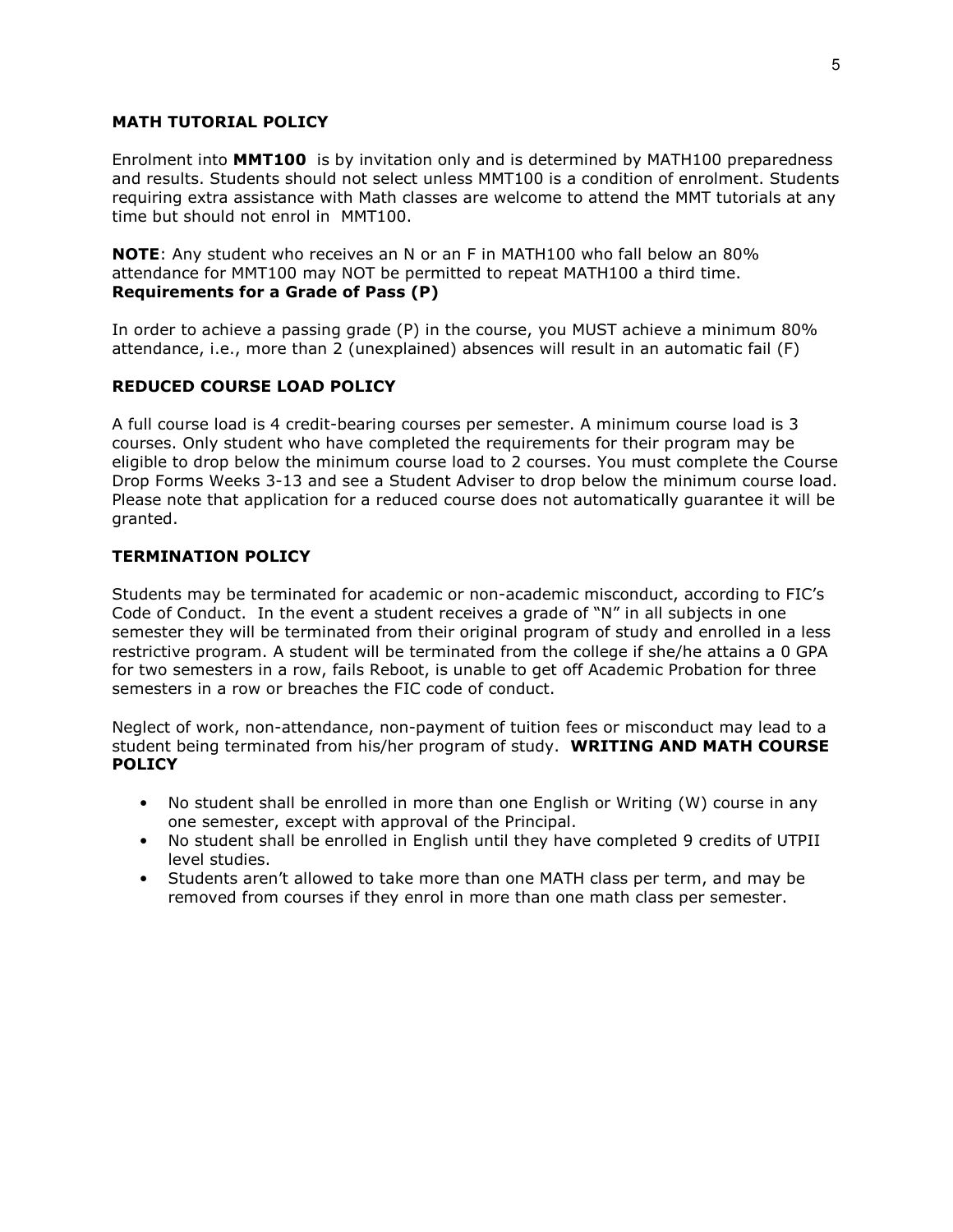## MATH TUTORIAL POLICY

Enrolment into **MMT100** is by invitation only and is determined by MATH100 preparedness and results. Students should not select unless MMT100 is a condition of enrolment. Students requiring extra assistance with Math classes are welcome to attend the MMT tutorials at any time but should not enrol in MMT100.

**NOTE**: Any student who receives an N or an F in MATH100 who fall below an 80% attendance for MMT100 may NOT be permitted to repeat MATH100 a third time.

**Requirements for a Grade of Pass (P)**

In order to achieve a passing grade (P) in the course, you MUST achieve a minimum 80% attendance, i.e., more than 2 (unexplained) absences will result in an automatic fail (F)

## REDUCED COURSE LOAD POLICY

A full course load is 4 credit-bearing courses per semester. A minimum course load is 3 courses. Only student who have completed the requirements for their program may be eligible to drop below the minimum course load to 2 courses. You must complete the Course Drop Forms Weeks 3-13 and see a Student Adviser to drop below the minimum course load. Please note that application for a reduced course does not automatically guarantee it will be granted.

## TERMINATION POLICY

Students may be terminated for academic or non-academic misconduct, according to FIC's Code of Conduct. In the event a student receives a grade of "N" in all subjects in one semester they will be terminated from their original program of study and enrolled in a less restrictive program. A student will be terminated from the college if she/he attains a 0 GPA for two semesters in a row, fails Reboot, is unable to get off Academic Probation for three semesters in a row or breaches the FIC code of conduct.

Neglect of work, non-attendance, non-payment of tuition fees or misconduct may lead to a student being terminated from his/her program of study.

## WRITING AND MATH COURSE POLICY

- No student shall be enrolled in more than one English or Writing (W) course in any one semester, except with approval of the Principal.
- No student shall be enrolled in English until they have completed 9 credits of UTPII level studies.
- Students aren't allowed to take more than one MATH class per term, and may be removed from courses if they enrol in more than one math class per semester.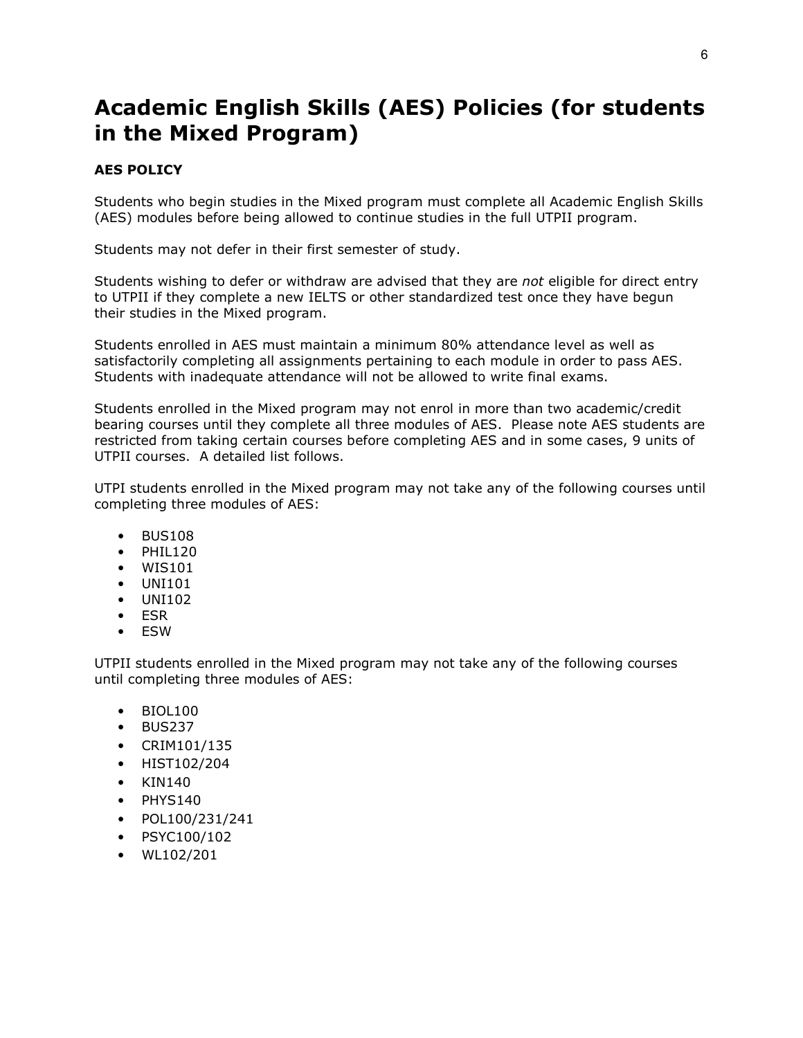# Academic English Skills (AES) Policies (for students in the Mixed Program)

**AES POLICY**

Students who begin studies in the Mixed program must complete all Academic English Skills (AES) modules before being allowed to continue studies in the full UTPII program.

Students may not defer in their first semester of study.

Students wishing to defer or withdraw are advised that they are *not* eligible for direct entry to UTPII if they complete a new IELTS or other standardized test once they have begun their studies in the Mixed program.

Students enrolled in AES must maintain a minimum 80% attendance level as well as satisfactorily completing all assignments pertaining to each module in order to pass AES. Students with inadequate attendance will not be allowed to write final exams.

Students enrolled in the Mixed program may not enrol in more than two academic/credit bearing courses until they complete all three modules of AES. Please note AES students are restricted from taking certain courses before completing AES and in some cases, 9 units of UTPII courses. A detailed list follows.

UTPI students enrolled in the Mixed program may not take any of the following courses until completing three modules of AES:

- BUS108
- PHIL120
- WIS101
- UNI101
- UNI102
- ESR
- ESW

UTPII students enrolled in the Mixed program may not take any of the following courses until completing three modules of AES:

- BIOL100
- BUS237
- CRIM101/135
- HIST102/204
- KIN140
- PHYS140
- POL100/231/241
- PSYC100/102
- WL102/201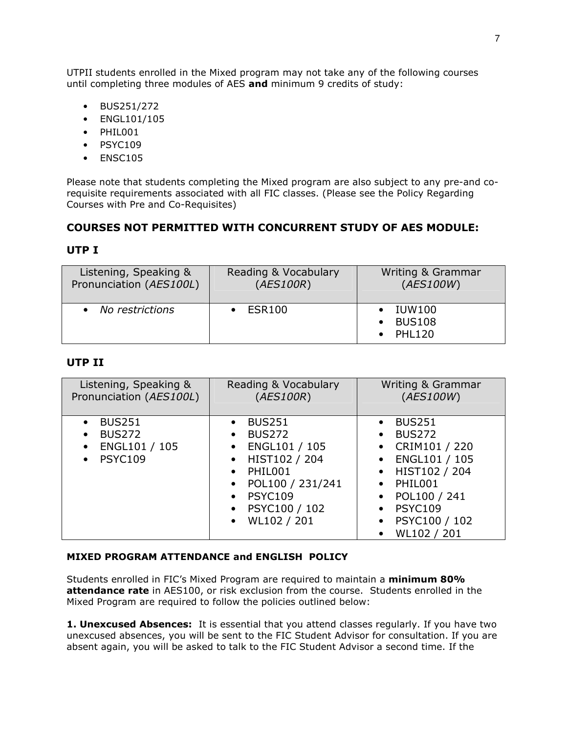UTPII students enrolled in the Mixed program may not take any of the following courses until completing three modules of AES **and** minimum 9 credits of study:

- BUS251/272
- ENGL101/105
- PHIL001
- PSYC109
- ENSC105

Please note that students completing the Mixed program are also subject to any pre-and co-requisite requirements associated with all FIC classes. (Please see the Policy Regarding Courses with Pre and Co-Requisites)

## COURSES NOT PERMITTED WITH CONCURRENT STUDY OF AES MODULE:

## UTP I

| Listening, Speaking & Pronunciation (*AES100L*) | Reading & Vocabulary (*AES100R*) | Writing & Grammar (*AES100W*) |
|---|---|---|
| • *No restrictions* | • ESR100 | • IUW100<br>• BUS108<br>• PHL120 |

## UTP II

| Listening, Speaking & Pronunciation (*AES100L*) | Reading & Vocabulary (*AES100R*) | Writing & Grammar (*AES100W*) |
|---|---|---|
| • BUS251<br>• BUS272<br>• ENGL101 / 105<br>• PSYC109 | • BUS251<br>• BUS272<br>• ENGL101 / 105<br>• HIST102 / 204<br>• PHIL001<br>• POL100 / 231/241<br>• PSYC109<br>• PSYC100 / 102<br>• WL102 / 201 | • BUS251<br>• BUS272<br>• CRIM101 / 220<br>• ENGL101 / 105<br>• HIST102 / 204<br>• PHIL001<br>• POL100 / 241<br>• PSYC109<br>• PSYC100 / 102<br>• WL102 / 201 |

### MIXED PROGRAM ATTENDANCE and ENGLISH POLICY

Students enrolled in FIC's Mixed Program are required to maintain a **minimum 80% attendance rate** in AES100, or risk exclusion from the course. Students enrolled in the Mixed Program are required to follow the policies outlined below:

**1. Unexcused Absences:** It is essential that you attend classes regularly. If you have two unexcused absences, you will be sent to the FIC Student Advisor for consultation. If you are absent again, you will be asked to talk to the FIC Student Advisor a second time. If the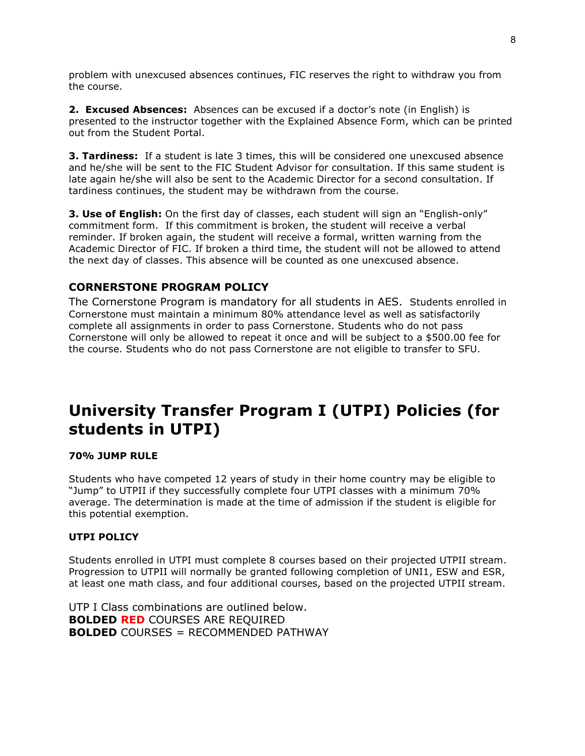problem with unexcused absences continues, FIC reserves the right to withdraw you from the course.

**2. Excused Absences:** Absences can be excused if a doctor's note (in English) is presented to the instructor together with the Explained Absence Form, which can be printed out from the Student Portal.

**3. Tardiness:** If a student is late 3 times, this will be considered one unexcused absence and he/she will be sent to the FIC Student Advisor for consultation. If this same student is late again he/she will also be sent to the Academic Director for a second consultation. If tardiness continues, the student may be withdrawn from the course.

**3. Use of English:** On the first day of classes, each student will sign an "English-only" commitment form. If this commitment is broken, the student will receive a verbal reminder. If broken again, the student will receive a formal, written warning from the Academic Director of FIC. If broken a third time, the student will not be allowed to attend the next day of classes. This absence will be counted as one unexcused absence.

### CORNERSTONE PROGRAM POLICY

The Cornerstone Program is mandatory for all students in AES. Students enrolled in Cornerstone must maintain a minimum 80% attendance level as well as satisfactorily complete all assignments in order to pass Cornerstone. Students who do not pass Cornerstone will only be allowed to repeat it once and will be subject to a $500.00 fee for the course. Students who do not pass Cornerstone are not eligible to transfer to SFU.

## University Transfer Program I (UTPI) Policies (for students in UTPI)

#### 70% JUMP RULE

Students who have competed 12 years of study in their home country may be eligible to "Jump" to UTPII if they successfully complete four UTPI classes with a minimum 70% average. The determination is made at the time of admission if the student is eligible for this potential exemption.

#### UTPI POLICY

Students enrolled in UTPI must complete 8 courses based on their projected UTPII stream. Progression to UTPII will normally be granted following completion of UNI1, ESW and ESR, at least one math class, and four additional courses, based on the projected UTPII stream.

UTP I Class combinations are outlined below.
**BOLDED RED** COURSES ARE REQUIRED
**BOLDED** COURSES = RECOMMENDED PATHWAY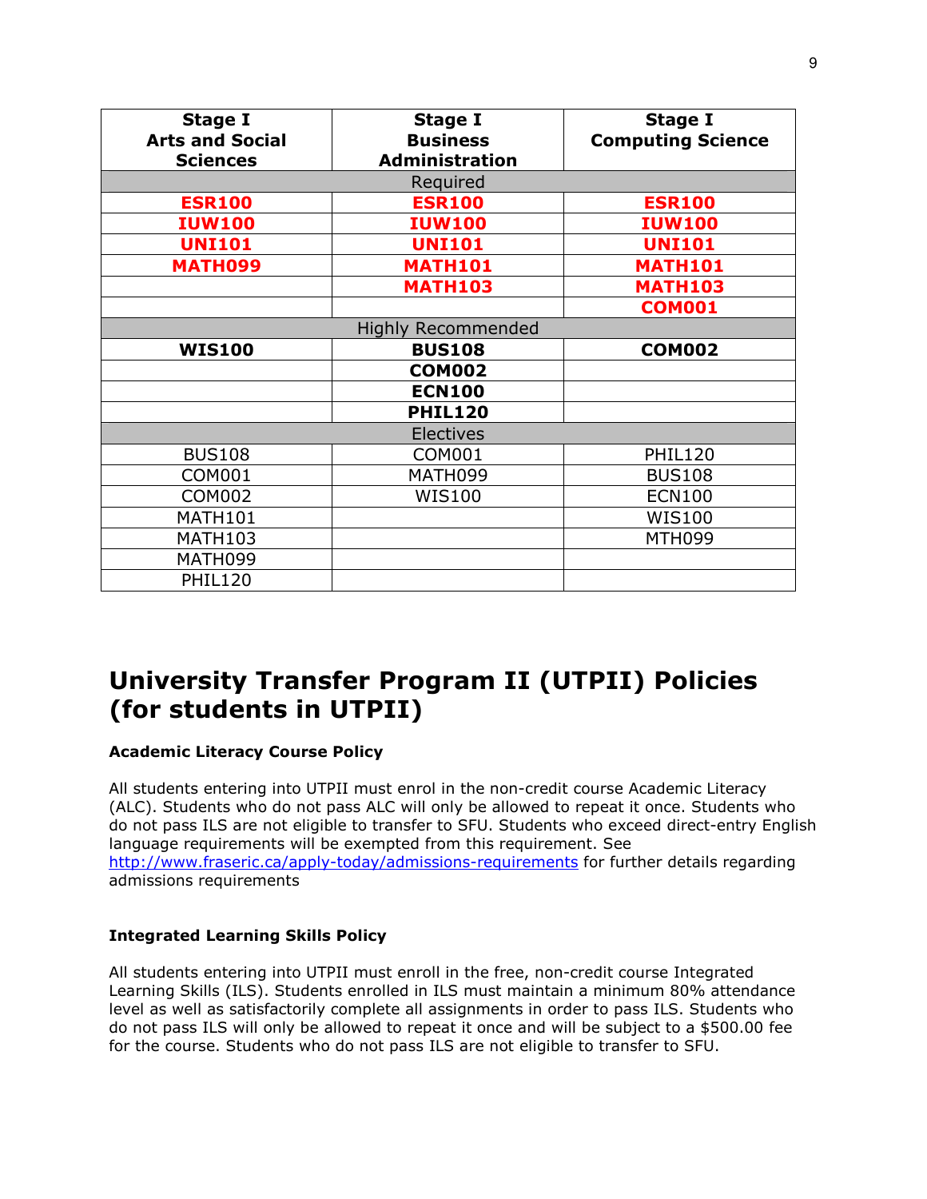| Stage I Arts and Social Sciences | Stage I Business Administration | Stage I Computing Science |
|---|---|---|
| Required | | |
| **ESR100** | **ESR100** | **ESR100** |
| **IUW100** | **IUW100** | **IUW100** |
| **UNI101** | **UNI101** | **UNI101** |
| **MATH099** | **MATH101** | **MATH101** |
| | **MATH103** | **MATH103** |
| | | **COM001** |
| Highly Recommended | | |
| **WIS100** | **BUS108** | **COM002** |
| | **COM002** | |
| | **ECN100** | |
| | **PHIL120** | |
| Electives | | |
| BUS108 | COM001 | PHIL120 |
| COM001 | MATH099 | BUS108 |
| COM002 | WIS100 | ECN100 |
| MATH101 | | WIS100 |
| MATH103 | | MTH099 |
| MATH099 | | |
| PHIL120 | | |

# University Transfer Program II (UTPII) Policies (for students in UTPII)

**Academic Literacy Course Policy**

All students entering into UTPII must enrol in the non-credit course Academic Literacy (ALC). Students who do not pass ALC will only be allowed to repeat it once. Students who do not pass ILS are not eligible to transfer to SFU. Students who exceed direct-entry English language requirements will be exempted from this requirement. See http://www.fraseric.ca/apply-today/admissions-requirements for further details regarding admissions requirements

**Integrated Learning Skills Policy**

All students entering into UTPII must enroll in the free, non-credit course Integrated Learning Skills (ILS). Students enrolled in ILS must maintain a minimum 80% attendance level as well as satisfactorily complete all assignments in order to pass ILS. Students who do not pass ILS will only be allowed to repeat it once and will be subject to a $500.00 fee for the course. Students who do not pass ILS are not eligible to transfer to SFU.